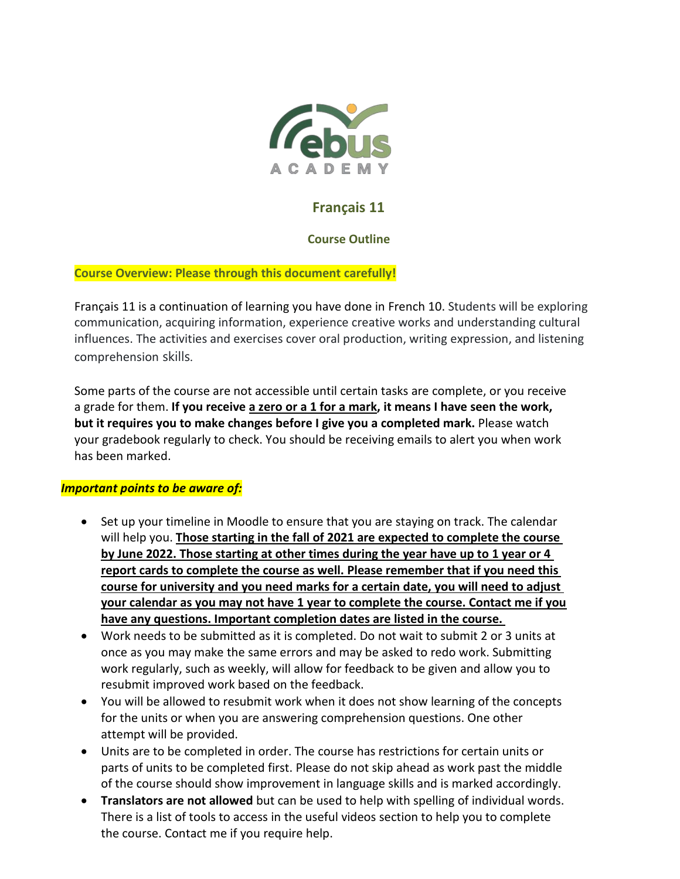# Français 11

## Course Outline

**Course Overview: Please through this document carefully!**

Français 11 is a continuation of learning you have done in French 10. Students will be exploring communication, acquiring information, experience creative works and understanding cultural influences. The activities and exercises cover oral production, writing expression, and listening comprehension skills.

Some parts of the course are not accessible until certain tasks are complete, or you receive a grade for them. **If you receive <u>a zero or a 1 for a mark</u>, it means I have seen the work, but it requires you to make changes before I give you a completed mark.** Please watch your gradebook regularly to check. You should be receiving emails to alert you when work has been marked.

***Important points to be aware of:***

- Set up your timeline in Moodle to ensure that you are staying on track. The calendar will help you. **<u>Those starting in the fall of 2021 are expected to complete the course by June 2022. Those starting at other times during the year have up to 1 year or 4 report cards to complete the course as well. Please remember that if you need this course for university and you need marks for a certain date, you will need to adjust your calendar as you may not have 1 year to complete the course. Contact me if you have any questions. Important completion dates are listed in the course.</u>**
- Work needs to be submitted as it is completed. Do not wait to submit 2 or 3 units at once as you may make the same errors and may be asked to redo work. Submitting work regularly, such as weekly, will allow for feedback to be given and allow you to resubmit improved work based on the feedback.
- You will be allowed to resubmit work when it does not show learning of the concepts for the units or when you are answering comprehension questions. One other attempt will be provided.
- Units are to be completed in order. The course has restrictions for certain units or parts of units to be completed first. Please do not skip ahead as work past the middle of the course should show improvement in language skills and is marked accordingly.
- **Translators are not allowed** but can be used to help with spelling of individual words. There is a list of tools to access in the useful videos section to help you to complete the course. Contact me if you require help.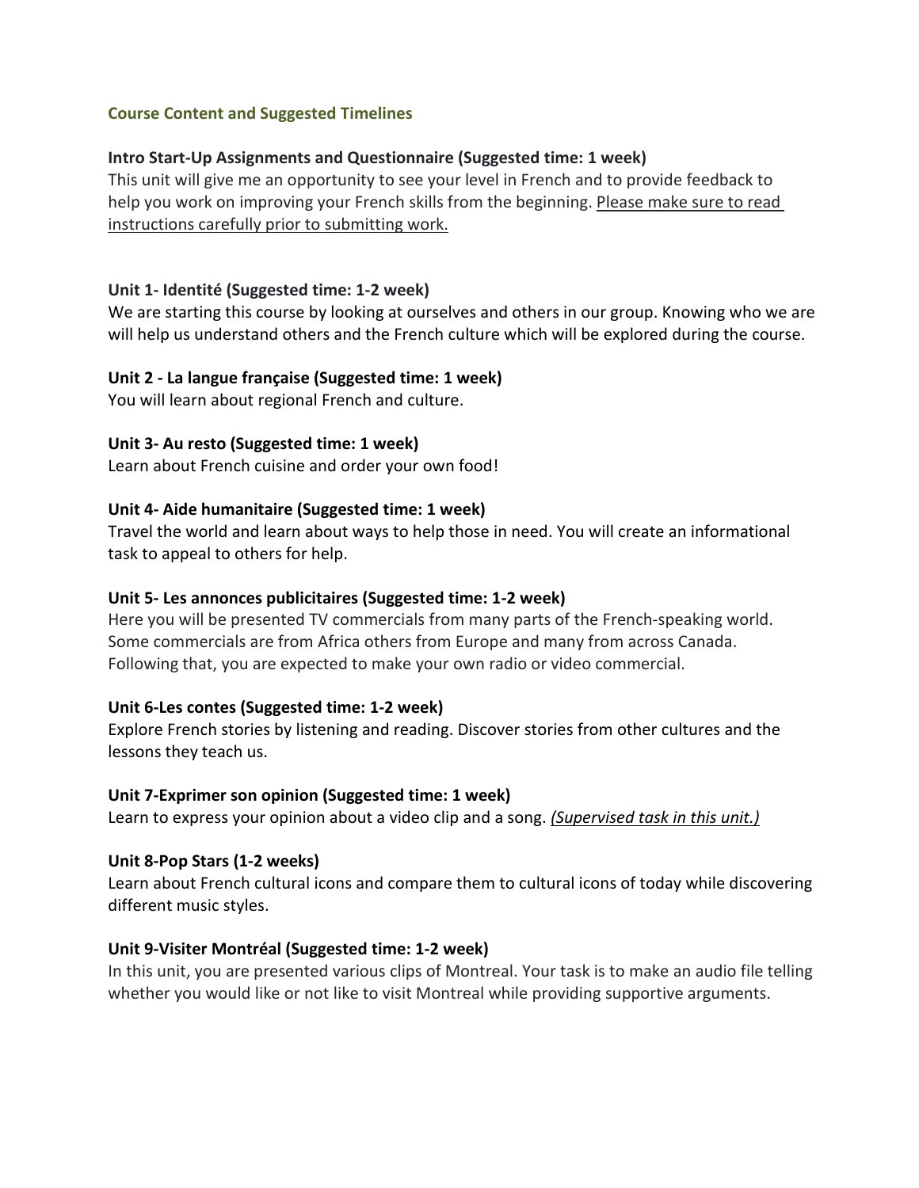## Course Content and Suggested Timelines

**Intro Start-Up Assignments and Questionnaire (Suggested time: 1 week)**
This unit will give me an opportunity to see your level in French and to provide feedback to help you work on improving your French skills from the beginning. <u>Please make sure to read instructions carefully prior to submitting work.</u>

**Unit 1- Identité (Suggested time: 1-2 week)**
We are starting this course by looking at ourselves and others in our group. Knowing who we are will help us understand others and the French culture which will be explored during the course.

**Unit 2 - La langue française (Suggested time: 1 week)**
You will learn about regional French and culture.

**Unit 3- Au resto (Suggested time: 1 week)**
Learn about French cuisine and order your own food!

**Unit 4- Aide humanitaire (Suggested time: 1 week)**
Travel the world and learn about ways to help those in need. You will create an informational task to appeal to others for help.

**Unit 5- Les annonces publicitaires (Suggested time: 1-2 week)**
Here you will be presented TV commercials from many parts of the French-speaking world. Some commercials are from Africa others from Europe and many from across Canada. Following that, you are expected to make your own radio or video commercial.

**Unit 6-Les contes (Suggested time: 1-2 week)**
Explore French stories by listening and reading. Discover stories from other cultures and the lessons they teach us.

**Unit 7-Exprimer son opinion (Suggested time: 1 week)**
Learn to express your opinion about a video clip and a song. *<u>(Supervised task in this unit.)</u>*

**Unit 8-Pop Stars (1-2 weeks)**
Learn about French cultural icons and compare them to cultural icons of today while discovering different music styles.

**Unit 9-Visiter Montréal (Suggested time: 1-2 week)**
In this unit, you are presented various clips of Montreal. Your task is to make an audio file telling whether you would like or not like to visit Montreal while providing supportive arguments.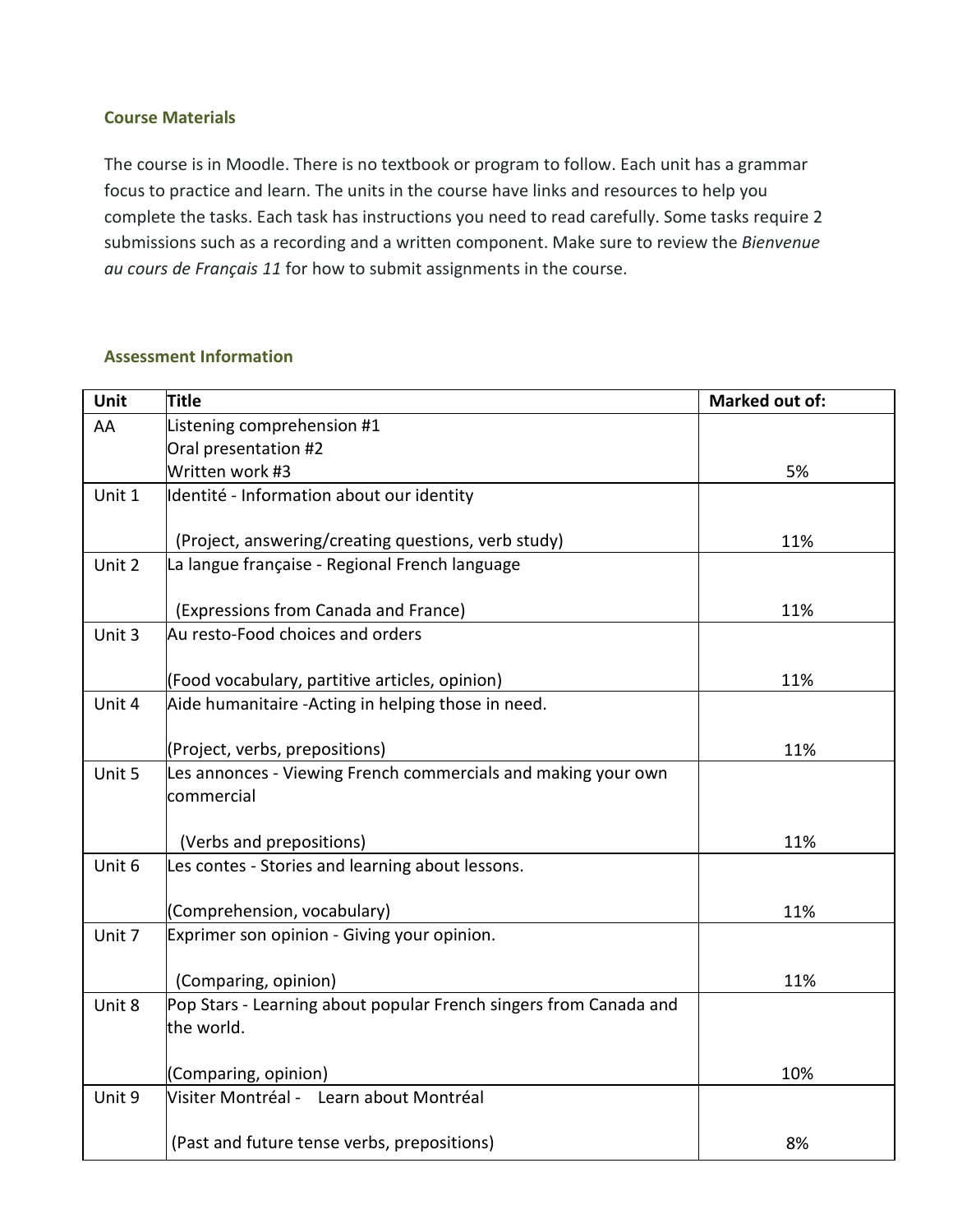### Course Materials

The course is in Moodle. There is no textbook or program to follow. Each unit has a grammar focus to practice and learn. The units in the course have links and resources to help you complete the tasks. Each task has instructions you need to read carefully. Some tasks require 2 submissions such as a recording and a written component. Make sure to review the *Bienvenue au cours de Français 11* for how to submit assignments in the course.

### Assessment Information

| Unit | Title | Marked out of: |
|---|---|---|
| AA | Listening comprehension #1<br>Oral presentation #2<br>Written work #3 | 5% |
| Unit 1 | Identité - Information about our identity<br><br>(Project, answering/creating questions, verb study) | 11% |
| Unit 2 | La langue française - Regional French language<br><br>(Expressions from Canada and France) | 11% |
| Unit 3 | Au resto-Food choices and orders<br><br>(Food vocabulary, partitive articles, opinion) | 11% |
| Unit 4 | Aide humanitaire -Acting in helping those in need.<br><br>(Project, verbs, prepositions) | 11% |
| Unit 5 | Les annonces - Viewing French commercials and making your own commercial<br><br>(Verbs and prepositions) | 11% |
| Unit 6 | Les contes - Stories and learning about lessons.<br><br>(Comprehension, vocabulary) | 11% |
| Unit 7 | Exprimer son opinion - Giving your opinion.<br><br>(Comparing, opinion) | 11% |
| Unit 8 | Pop Stars - Learning about popular French singers from Canada and the world.<br><br>(Comparing, opinion) | 10% |
| Unit 9 | Visiter Montréal - Learn about Montréal<br><br>(Past and future tense verbs, prepositions) | 8% |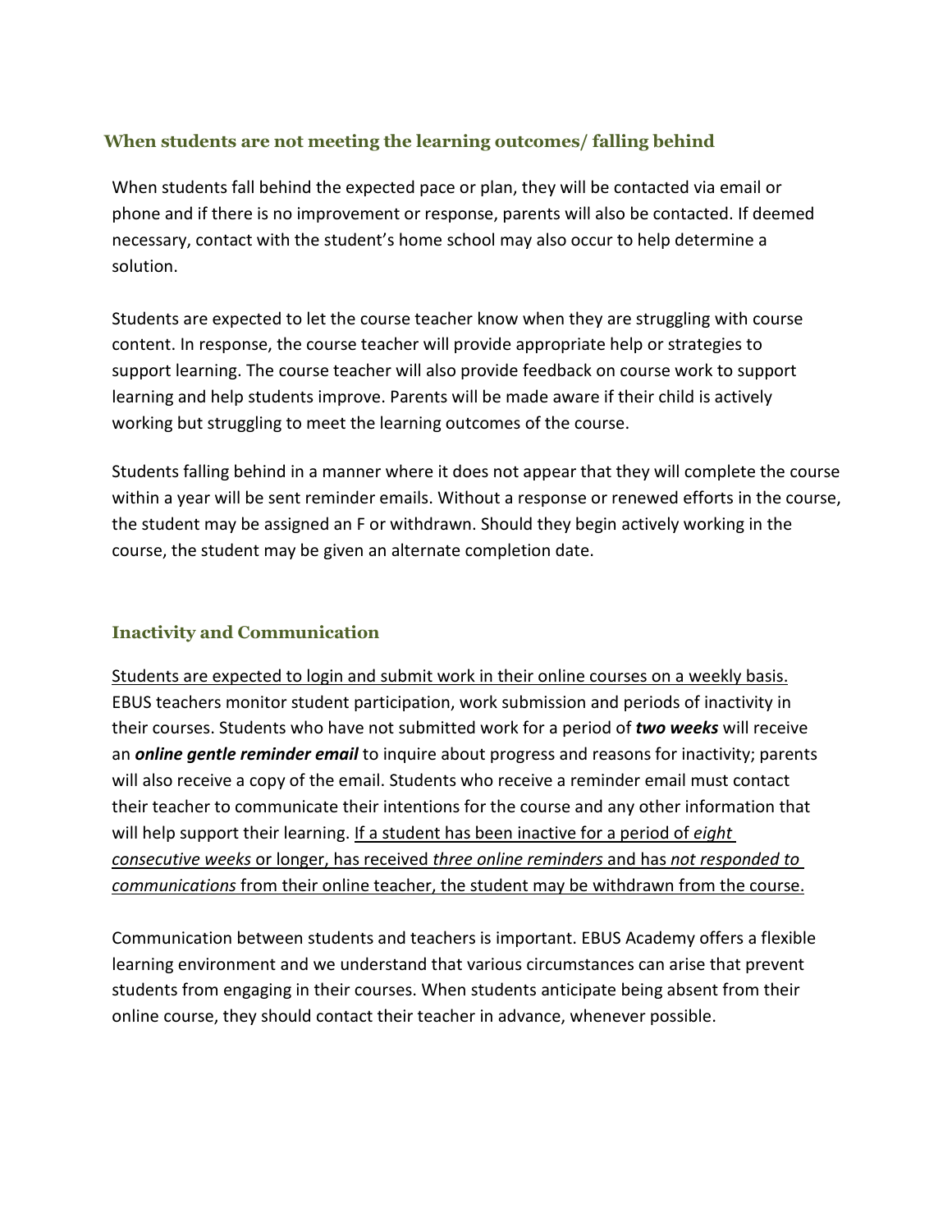### When students are not meeting the learning outcomes/ falling behind

When students fall behind the expected pace or plan, they will be contacted via email or phone and if there is no improvement or response, parents will also be contacted. If deemed necessary, contact with the student's home school may also occur to help determine a solution.

Students are expected to let the course teacher know when they are struggling with course content. In response, the course teacher will provide appropriate help or strategies to support learning. The course teacher will also provide feedback on course work to support learning and help students improve. Parents will be made aware if their child is actively working but struggling to meet the learning outcomes of the course.

Students falling behind in a manner where it does not appear that they will complete the course within a year will be sent reminder emails. Without a response or renewed efforts in the course, the student may be assigned an F or withdrawn. Should they begin actively working in the course, the student may be given an alternate completion date.

### Inactivity and Communication

<u>Students are expected to login and submit work in their online courses on a weekly basis.</u> EBUS teachers monitor student participation, work submission and periods of inactivity in their courses. Students who have not submitted work for a period of ***two weeks*** will receive an ***online gentle reminder email*** to inquire about progress and reasons for inactivity; parents will also receive a copy of the email. Students who receive a reminder email must contact their teacher to communicate their intentions for the course and any other information that will help support their learning. <u>If a student has been inactive for a period of *eight consecutive weeks* or longer, has received *three online reminders* and has *not responded to communications* from their online teacher, the student may be withdrawn from the course.</u>

Communication between students and teachers is important. EBUS Academy offers a flexible learning environment and we understand that various circumstances can arise that prevent students from engaging in their courses. When students anticipate being absent from their online course, they should contact their teacher in advance, whenever possible.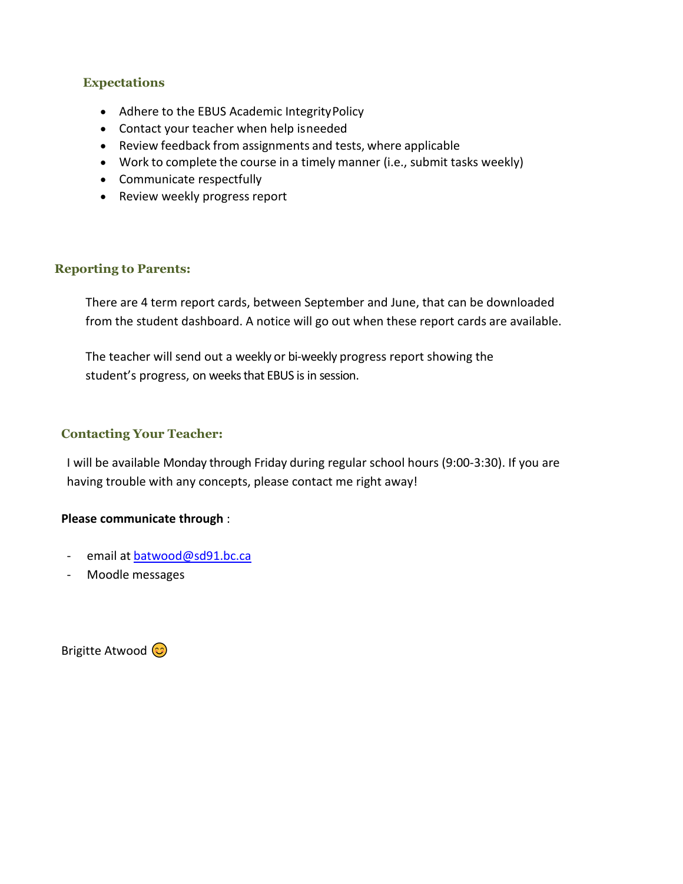### Expectations

- Adhere to the EBUS Academic Integrity Policy
- Contact your teacher when help is needed
- Review feedback from assignments and tests, where applicable
- Work to complete the course in a timely manner (i.e., submit tasks weekly)
- Communicate respectfully
- Review weekly progress report

### Reporting to Parents:

There are 4 term report cards, between September and June, that can be downloaded from the student dashboard. A notice will go out when these report cards are available.

The teacher will send out a weekly or bi-weekly progress report showing the student's progress, on weeks that EBUS is in session.

### Contacting Your Teacher:

I will be available Monday through Friday during regular school hours (9:00-3:30). If you are having trouble with any concepts, please contact me right away!

**Please communicate through** :

- email at batwood@sd91.bc.ca
- Moodle messages

Brigitte Atwood 😊